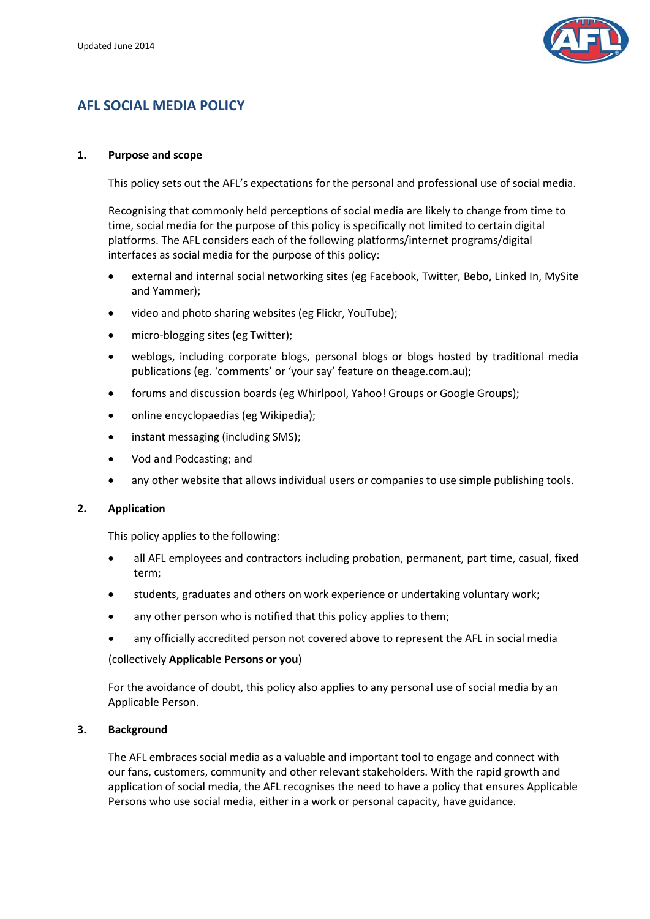Updated June 2014

# AFL SOCIAL MEDIA POLICY

## 1. Purpose and scope

This policy sets out the AFL's expectations for the personal and professional use of social media.

Recognising that commonly held perceptions of social media are likely to change from time to time, social media for the purpose of this policy is specifically not limited to certain digital platforms. The AFL considers each of the following platforms/internet programs/digital interfaces as social media for the purpose of this policy:

- external and internal social networking sites (eg Facebook, Twitter, Bebo, Linked In, MySite and Yammer);
- video and photo sharing websites (eg Flickr, YouTube);
- micro-blogging sites (eg Twitter);
- weblogs, including corporate blogs, personal blogs or blogs hosted by traditional media publications (eg. 'comments' or 'your say' feature on theage.com.au);
- forums and discussion boards (eg Whirlpool, Yahoo! Groups or Google Groups);
- online encyclopaedias (eg Wikipedia);
- instant messaging (including SMS);
- Vod and Podcasting; and
- any other website that allows individual users or companies to use simple publishing tools.

## 2. Application

This policy applies to the following:

- all AFL employees and contractors including probation, permanent, part time, casual, fixed term;
- students, graduates and others on work experience or undertaking voluntary work;
- any other person who is notified that this policy applies to them;
- any officially accredited person not covered above to represent the AFL in social media

(collectively **Applicable Persons or you**)

For the avoidance of doubt, this policy also applies to any personal use of social media by an Applicable Person.

## 3. Background

The AFL embraces social media as a valuable and important tool to engage and connect with our fans, customers, community and other relevant stakeholders. With the rapid growth and application of social media, the AFL recognises the need to have a policy that ensures Applicable Persons who use social media, either in a work or personal capacity, have guidance.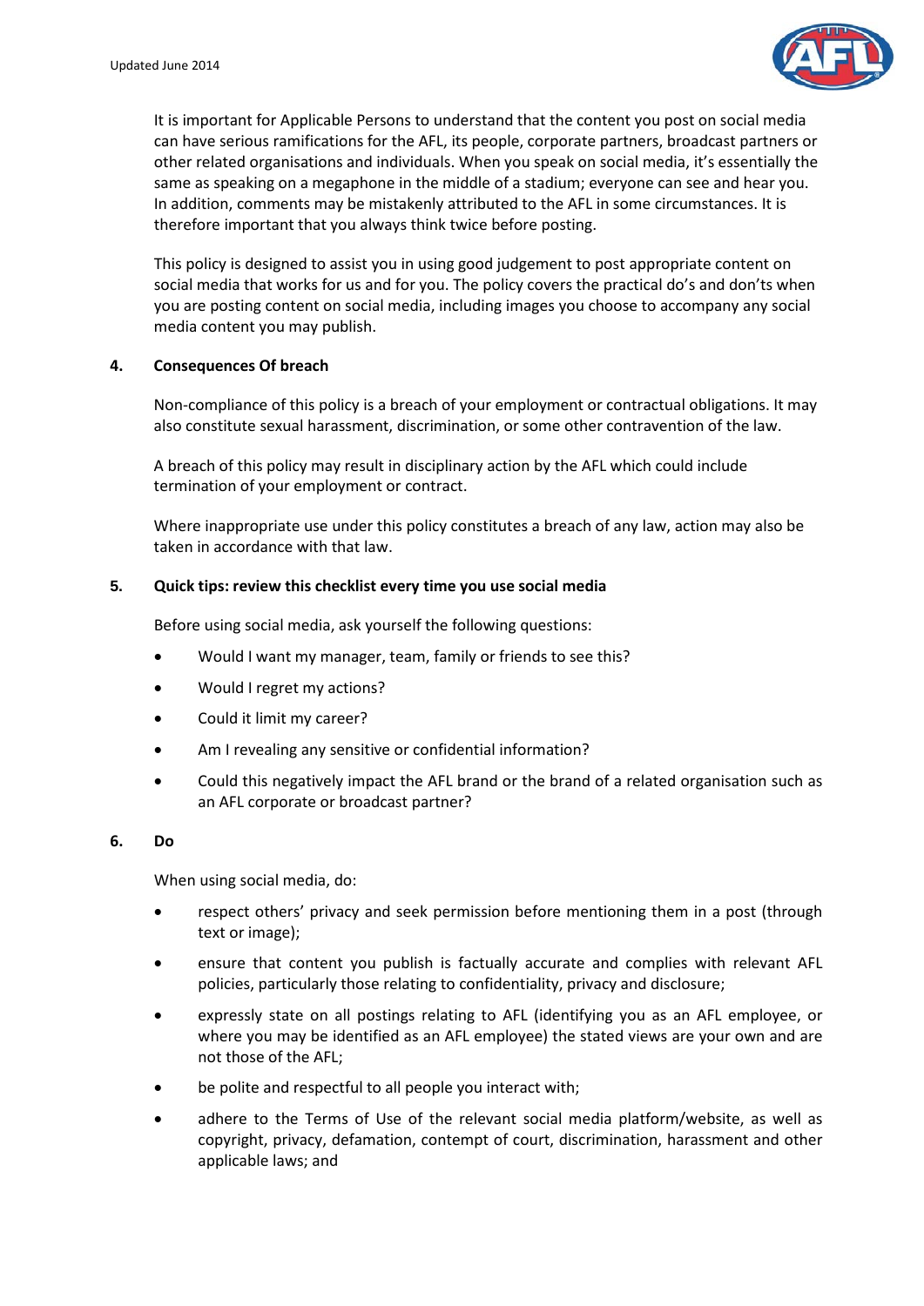It is important for Applicable Persons to understand that the content you post on social media can have serious ramifications for the AFL, its people, corporate partners, broadcast partners or other related organisations and individuals. When you speak on social media, it's essentially the same as speaking on a megaphone in the middle of a stadium; everyone can see and hear you. In addition, comments may be mistakenly attributed to the AFL in some circumstances. It is therefore important that you always think twice before posting.

This policy is designed to assist you in using good judgement to post appropriate content on social media that works for us and for you. The policy covers the practical do's and don'ts when you are posting content on social media, including images you choose to accompany any social media content you may publish.

## 4. Consequences Of breach

Non-compliance of this policy is a breach of your employment or contractual obligations. It may also constitute sexual harassment, discrimination, or some other contravention of the law.

A breach of this policy may result in disciplinary action by the AFL which could include termination of your employment or contract.

Where inappropriate use under this policy constitutes a breach of any law, action may also be taken in accordance with that law.

## 5. Quick tips: review this checklist every time you use social media

Before using social media, ask yourself the following questions:

- Would I want my manager, team, family or friends to see this?
- Would I regret my actions?
- Could it limit my career?
- Am I revealing any sensitive or confidential information?
- Could this negatively impact the AFL brand or the brand of a related organisation such as an AFL corporate or broadcast partner?

## 6. Do

When using social media, do:

- respect others' privacy and seek permission before mentioning them in a post (through text or image);
- ensure that content you publish is factually accurate and complies with relevant AFL policies, particularly those relating to confidentiality, privacy and disclosure;
- expressly state on all postings relating to AFL (identifying you as an AFL employee, or where you may be identified as an AFL employee) the stated views are your own and are not those of the AFL;
- be polite and respectful to all people you interact with;
- adhere to the Terms of Use of the relevant social media platform/website, as well as copyright, privacy, defamation, contempt of court, discrimination, harassment and other applicable laws; and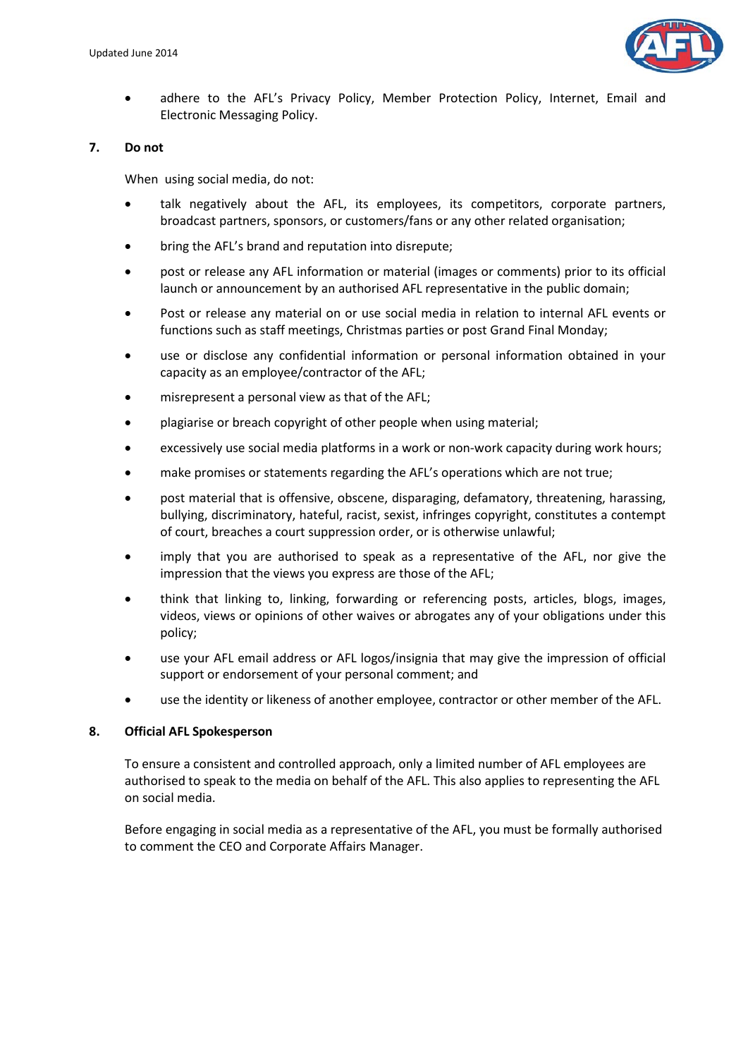- adhere to the AFL's Privacy Policy, Member Protection Policy, Internet, Email and Electronic Messaging Policy.

## 7. Do not

When using social media, do not:

- talk negatively about the AFL, its employees, its competitors, corporate partners, broadcast partners, sponsors, or customers/fans or any other related organisation;
- bring the AFL's brand and reputation into disrepute;
- post or release any AFL information or material (images or comments) prior to its official launch or announcement by an authorised AFL representative in the public domain;
- Post or release any material on or use social media in relation to internal AFL events or functions such as staff meetings, Christmas parties or post Grand Final Monday;
- use or disclose any confidential information or personal information obtained in your capacity as an employee/contractor of the AFL;
- misrepresent a personal view as that of the AFL;
- plagiarise or breach copyright of other people when using material;
- excessively use social media platforms in a work or non-work capacity during work hours;
- make promises or statements regarding the AFL's operations which are not true;
- post material that is offensive, obscene, disparaging, defamatory, threatening, harassing, bullying, discriminatory, hateful, racist, sexist, infringes copyright, constitutes a contempt of court, breaches a court suppression order, or is otherwise unlawful;
- imply that you are authorised to speak as a representative of the AFL, nor give the impression that the views you express are those of the AFL;
- think that linking to, linking, forwarding or referencing posts, articles, blogs, images, videos, views or opinions of other waives or abrogates any of your obligations under this policy;
- use your AFL email address or AFL logos/insignia that may give the impression of official support or endorsement of your personal comment; and
- use the identity or likeness of another employee, contractor or other member of the AFL.

## 8. Official AFL Spokesperson

To ensure a consistent and controlled approach, only a limited number of AFL employees are authorised to speak to the media on behalf of the AFL. This also applies to representing the AFL on social media.

Before engaging in social media as a representative of the AFL, you must be formally authorised to comment the CEO and Corporate Affairs Manager.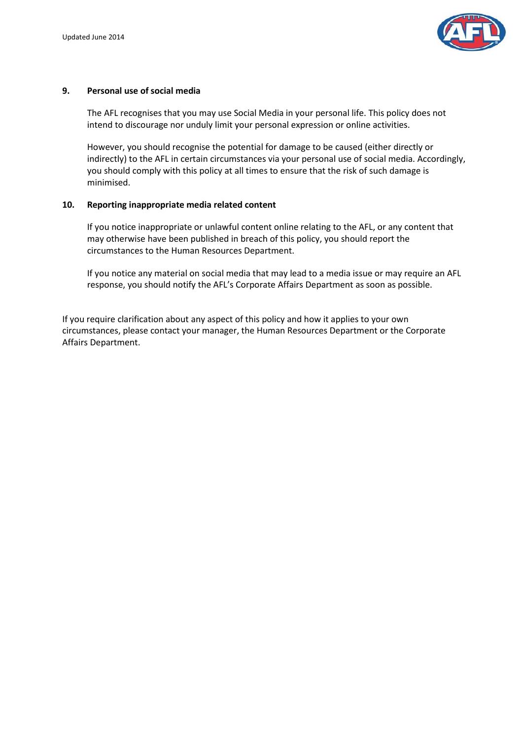## 9. Personal use of social media

The AFL recognises that you may use Social Media in your personal life. This policy does not intend to discourage nor unduly limit your personal expression or online activities.

However, you should recognise the potential for damage to be caused (either directly or indirectly) to the AFL in certain circumstances via your personal use of social media. Accordingly, you should comply with this policy at all times to ensure that the risk of such damage is minimised.

## 10. Reporting inappropriate media related content

If you notice inappropriate or unlawful content online relating to the AFL, or any content that may otherwise have been published in breach of this policy, you should report the circumstances to the Human Resources Department.

If you notice any material on social media that may lead to a media issue or may require an AFL response, you should notify the AFL's Corporate Affairs Department as soon as possible.

If you require clarification about any aspect of this policy and how it applies to your own circumstances, please contact your manager, the Human Resources Department or the Corporate Affairs Department.